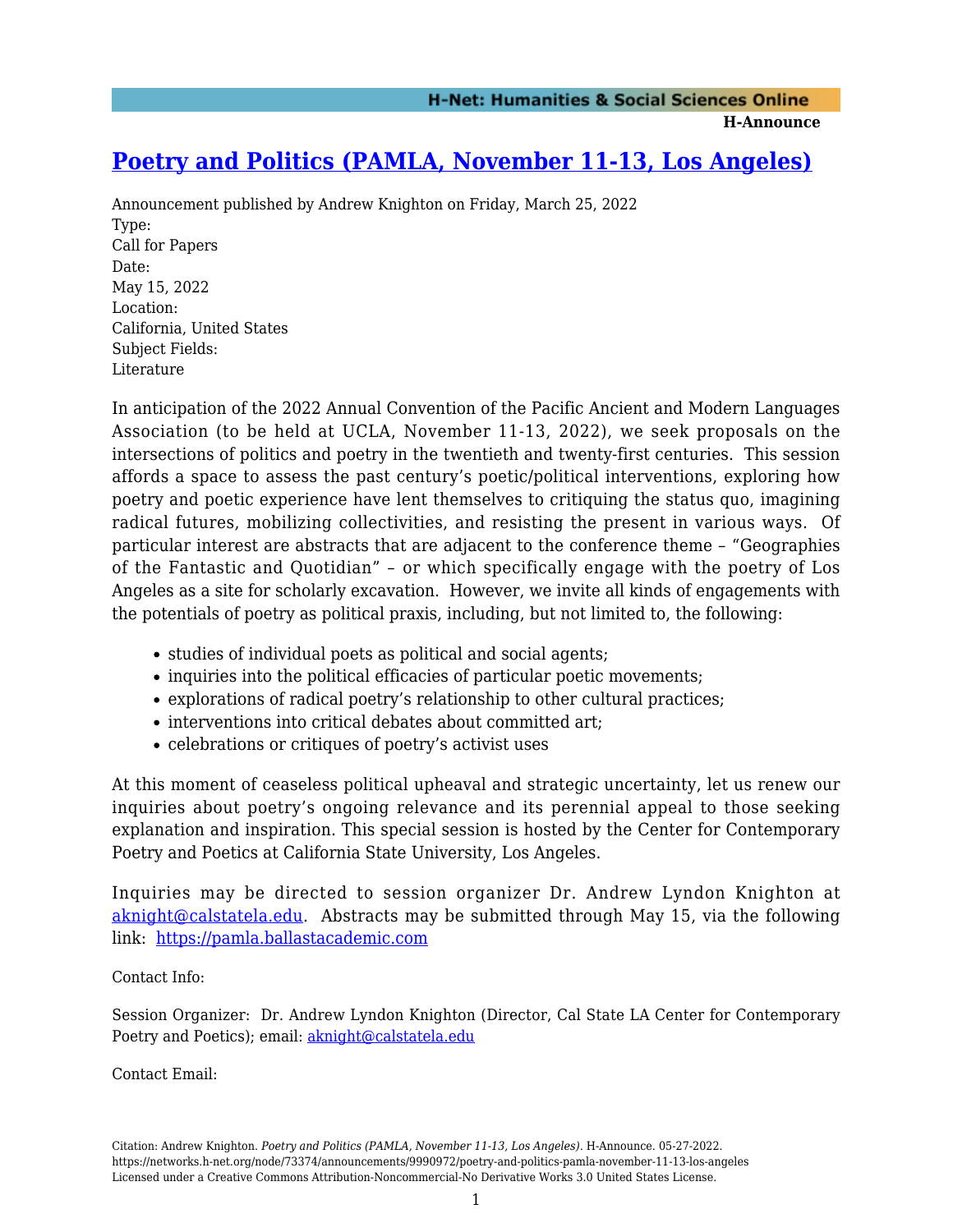# [Poetry and Politics (PAMLA, November 11-13, Los Angeles)](https://networks.h-net.org/node/73374/announcements/9990972/poetry-and-politics-pamla-november-11-13-los-angeles)

Announcement published by Andrew Knighton on Friday, March 25, 2022

Type:
Call for Papers

Date:
May 15, 2022

Location:
California, United States

Subject Fields:
Literature

In anticipation of the 2022 Annual Convention of the Pacific Ancient and Modern Languages Association (to be held at UCLA, November 11-13, 2022), we seek proposals on the intersections of politics and poetry in the twentieth and twenty-first centuries. This session affords a space to assess the past century's poetic/political interventions, exploring how poetry and poetic experience have lent themselves to critiquing the status quo, imagining radical futures, mobilizing collectivities, and resisting the present in various ways. Of particular interest are abstracts that are adjacent to the conference theme – "Geographies of the Fantastic and Quotidian" – or which specifically engage with the poetry of Los Angeles as a site for scholarly excavation. However, we invite all kinds of engagements with the potentials of poetry as political praxis, including, but not limited to, the following:

- studies of individual poets as political and social agents;
- inquiries into the political efficacies of particular poetic movements;
- explorations of radical poetry's relationship to other cultural practices;
- interventions into critical debates about committed art;
- celebrations or critiques of poetry's activist uses

At this moment of ceaseless political upheaval and strategic uncertainty, let us renew our inquiries about poetry's ongoing relevance and its perennial appeal to those seeking explanation and inspiration. This special session is hosted by the Center for Contemporary Poetry and Poetics at California State University, Los Angeles.

Inquiries may be directed to session organizer Dr. Andrew Lyndon Knighton at [aknight@calstatela.edu](mailto:aknight@calstatela.edu). Abstracts may be submitted through May 15, via the following link: [https://pamla.ballastacademic.com](https://pamla.ballastacademic.com)

Contact Info:

Session Organizer: Dr. Andrew Lyndon Knighton (Director, Cal State LA Center for Contemporary Poetry and Poetics); email: [aknight@calstatela.edu](mailto:aknight@calstatela.edu)

Contact Email: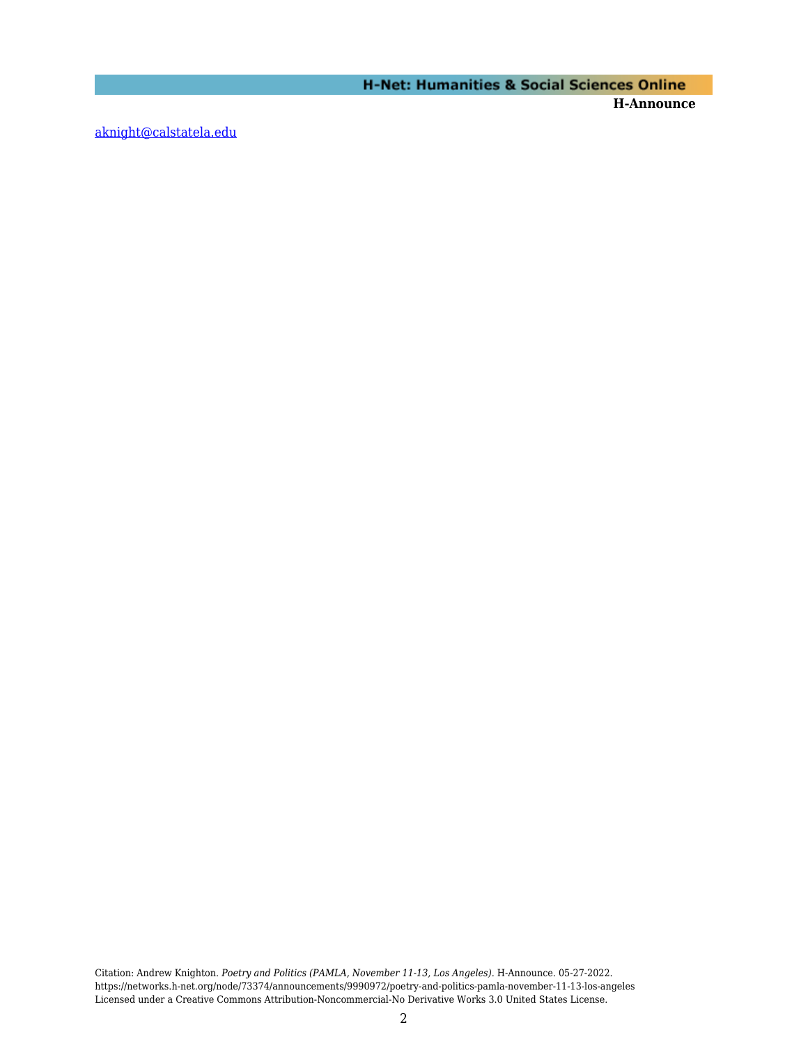aknight@calstatela.edu